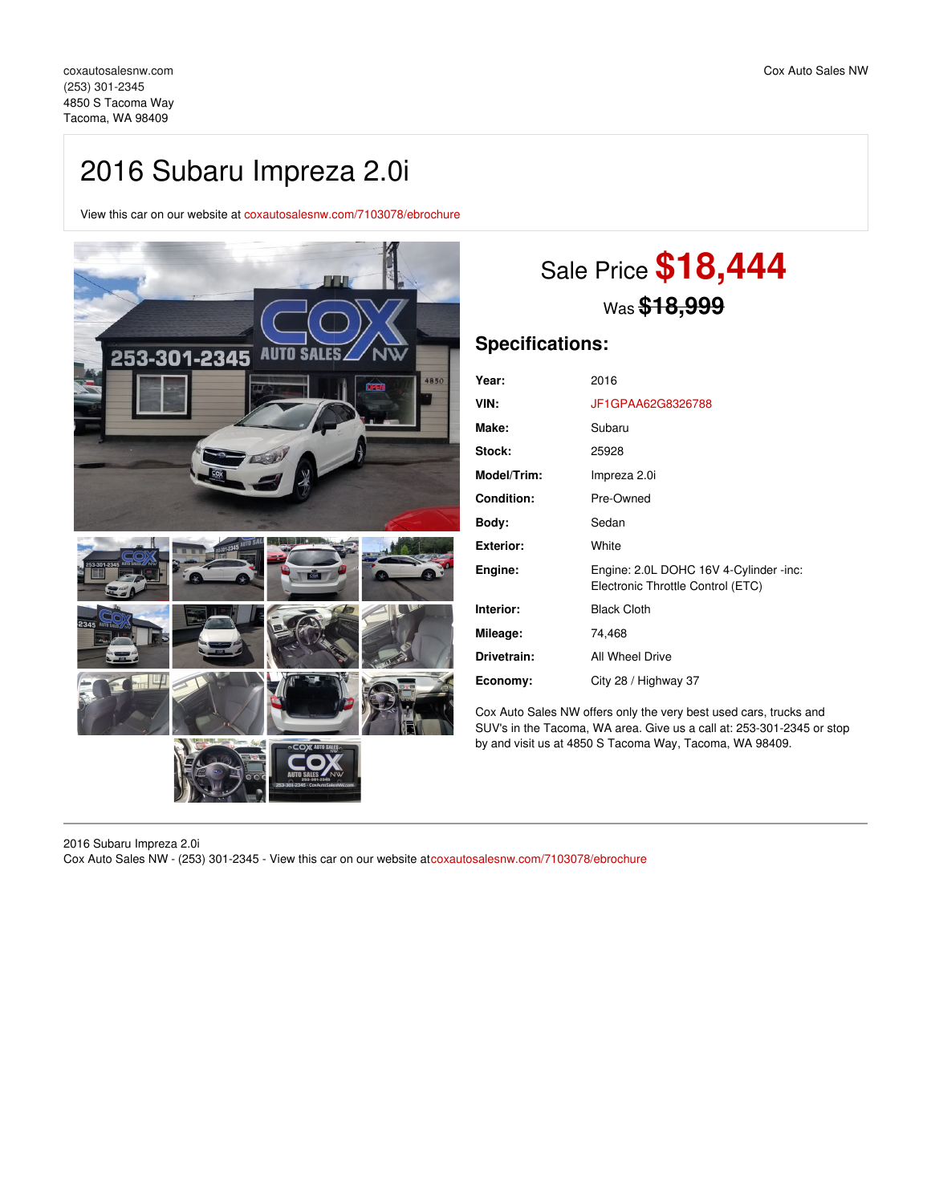coxautosalesnw.com
(253) 301-2345
4850 S Tacoma Way
Tacoma, WA 98409

Cox Auto Sales NW

# 2016 Subaru Impreza 2.0i

View this car on our website at coxautosalesnw.com/7103078/ebrochure

Sale Price **$18,444**

Was ~~$18,999~~

## Specifications:

| | |
|---|---|
| **Year:** | 2016 |
| **VIN:** | JF1GPAA62G8326788 |
| **Make:** | Subaru |
| **Stock:** | 25928 |
| **Model/Trim:** | Impreza 2.0i |
| **Condition:** | Pre-Owned |
| **Body:** | Sedan |
| **Exterior:** | White |
| **Engine:** | Engine: 2.0L DOHC 16V 4-Cylinder -inc: Electronic Throttle Control (ETC) |
| **Interior:** | Black Cloth |
| **Mileage:** | 74,468 |
| **Drivetrain:** | All Wheel Drive |
| **Economy:** | City 28 / Highway 37 |

Cox Auto Sales NW offers only the very best used cars, trucks and SUV's in the Tacoma, WA area. Give us a call at: 253-301-2345 or stop by and visit us at 4850 S Tacoma Way, Tacoma, WA 98409.

2016 Subaru Impreza 2.0i
Cox Auto Sales NW - (253) 301-2345 - View this car on our website atcoxautosalesnw.com/7103078/ebrochure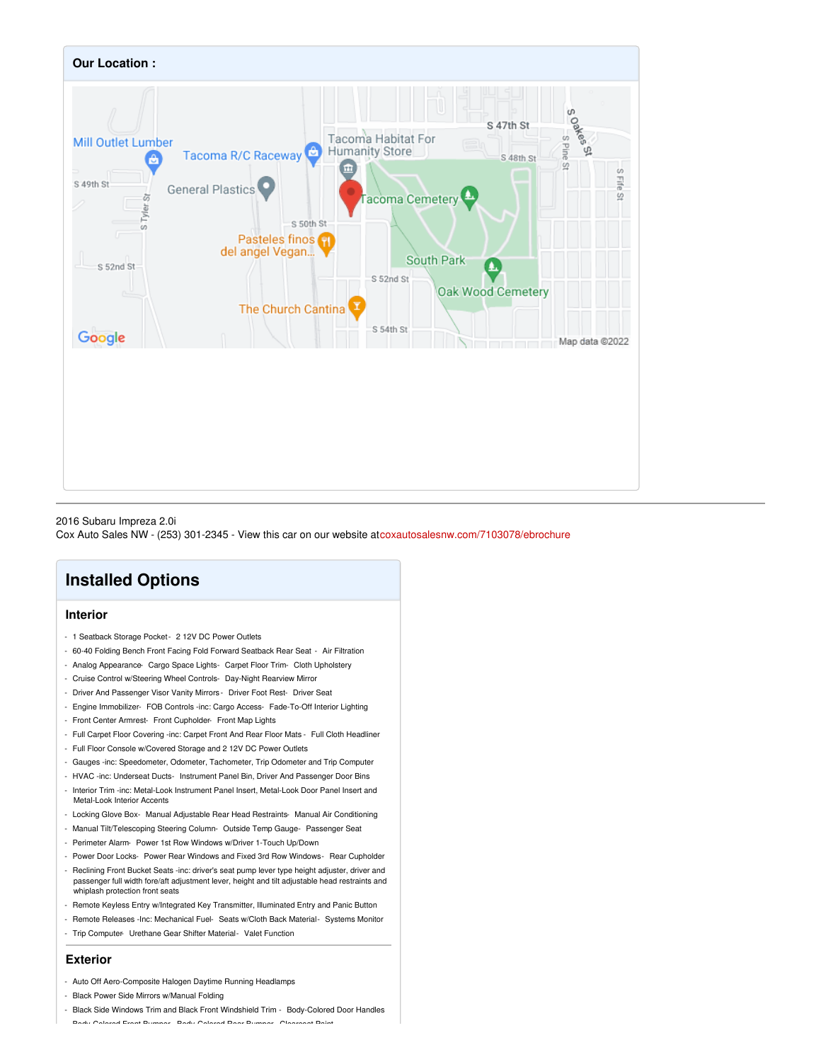## Our Location :

2016 Subaru Impreza 2.0i
Cox Auto Sales NW - (253) 301-2345 - View this car on our website atcoxautosalesnw.com/7103078/ebrochure

# Installed Options

### Interior

- 1 Seatback Storage Pocket- 2 12V DC Power Outlets
- 60-40 Folding Bench Front Facing Fold Forward Seatback Rear Seat - Air Filtration
- Analog Appearance- Cargo Space Lights- Carpet Floor Trim- Cloth Upholstery
- Cruise Control w/Steering Wheel Controls- Day-Night Rearview Mirror
- Driver And Passenger Visor Vanity Mirrors - Driver Foot Rest- Driver Seat
- Engine Immobilizer- FOB Controls -inc: Cargo Access- Fade-To-Off Interior Lighting
- Front Center Armrest- Front Cupholder- Front Map Lights
- Full Carpet Floor Covering -inc: Carpet Front And Rear Floor Mats - Full Cloth Headliner
- Full Floor Console w/Covered Storage and 2 12V DC Power Outlets
- Gauges -inc: Speedometer, Odometer, Tachometer, Trip Odometer and Trip Computer
- HVAC -inc: Underseat Ducts- Instrument Panel Bin, Driver And Passenger Door Bins
- Interior Trim -inc: Metal-Look Instrument Panel Insert, Metal-Look Door Panel Insert and Metal-Look Interior Accents
- Locking Glove Box- Manual Adjustable Rear Head Restraints- Manual Air Conditioning
- Manual Tilt/Telescoping Steering Column- Outside Temp Gauge- Passenger Seat
- Perimeter Alarm- Power 1st Row Windows w/Driver 1-Touch Up/Down
- Power Door Locks- Power Rear Windows and Fixed 3rd Row Windows- Rear Cupholder
- Reclining Front Bucket Seats -inc: driver's seat pump lever type height adjuster, driver and passenger full width fore/aft adjustment lever, height and tilt adjustable head restraints and whiplash protection front seats
- Remote Keyless Entry w/Integrated Key Transmitter, Illuminated Entry and Panic Button
- Remote Releases -Inc: Mechanical Fuel- Seats w/Cloth Back Material- Systems Monitor
- Trip Computer- Urethane Gear Shifter Material- Valet Function

### Exterior

- Auto Off Aero-Composite Halogen Daytime Running Headlamps
- Black Power Side Mirrors w/Manual Folding
- Black Side Windows Trim and Black Front Windshield Trim - Body-Colored Door Handles
- Body-Colored Front Bumper- Body-Colored Rear Bumper- Clearcoat Paint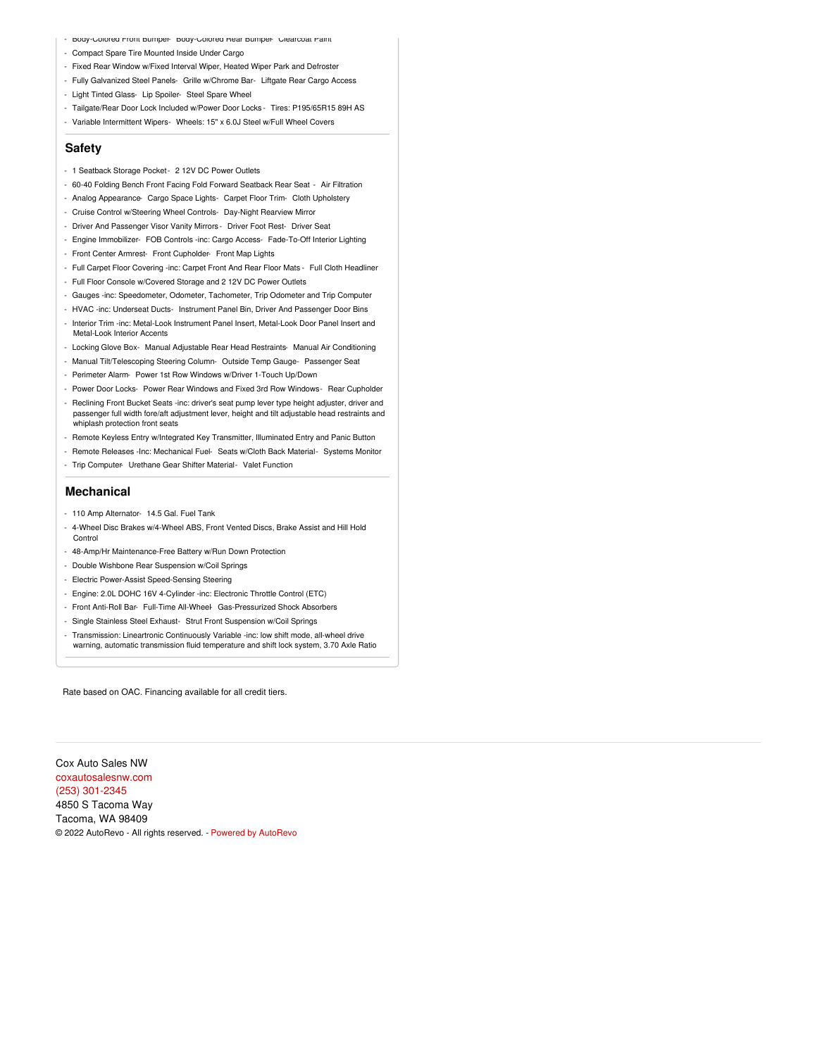- Body-Colored Front Bumper- Body-Colored Rear Bumper- Clearcoat Paint
- Compact Spare Tire Mounted Inside Under Cargo
- Fixed Rear Window w/Fixed Interval Wiper, Heated Wiper Park and Defroster
- Fully Galvanized Steel Panels- Grille w/Chrome Bar- Liftgate Rear Cargo Access
- Light Tinted Glass- Lip Spoiler- Steel Spare Wheel
- Tailgate/Rear Door Lock Included w/Power Door Locks - Tires: P195/65R15 89H AS
- Variable Intermittent Wipers- Wheels: 15" x 6.0J Steel w/Full Wheel Covers

## Safety

- 1 Seatback Storage Pocket - 2 12V DC Power Outlets
- 60-40 Folding Bench Front Facing Fold Forward Seatback Rear Seat - Air Filtration
- Analog Appearance- Cargo Space Lights- Carpet Floor Trim- Cloth Upholstery
- Cruise Control w/Steering Wheel Controls- Day-Night Rearview Mirror
- Driver And Passenger Visor Vanity Mirrors - Driver Foot Rest- Driver Seat
- Engine Immobilizer- FOB Controls -inc: Cargo Access- Fade-To-Off Interior Lighting
- Front Center Armrest- Front Cupholder- Front Map Lights
- Full Carpet Floor Covering -inc: Carpet Front And Rear Floor Mats - Full Cloth Headliner
- Full Floor Console w/Covered Storage and 2 12V DC Power Outlets
- Gauges -inc: Speedometer, Odometer, Tachometer, Trip Odometer and Trip Computer
- HVAC -inc: Underseat Ducts- Instrument Panel Bin, Driver And Passenger Door Bins
- Interior Trim -inc: Metal-Look Instrument Panel Insert, Metal-Look Door Panel Insert and Metal-Look Interior Accents
- Locking Glove Box- Manual Adjustable Rear Head Restraints- Manual Air Conditioning
- Manual Tilt/Telescoping Steering Column- Outside Temp Gauge- Passenger Seat
- Perimeter Alarm- Power 1st Row Windows w/Driver 1-Touch Up/Down
- Power Door Locks- Power Rear Windows and Fixed 3rd Row Windows- Rear Cupholder
- Reclining Front Bucket Seats -inc: driver's seat pump lever type height adjuster, driver and passenger full width fore/aft adjustment lever, height and tilt adjustable head restraints and whiplash protection front seats
- Remote Keyless Entry w/Integrated Key Transmitter, Illuminated Entry and Panic Button
- Remote Releases -Inc: Mechanical Fuel- Seats w/Cloth Back Material- Systems Monitor
- Trip Computer- Urethane Gear Shifter Material- Valet Function

## Mechanical

- 110 Amp Alternator- 14.5 Gal. Fuel Tank
- 4-Wheel Disc Brakes w/4-Wheel ABS, Front Vented Discs, Brake Assist and Hill Hold Control
- 48-Amp/Hr Maintenance-Free Battery w/Run Down Protection
- Double Wishbone Rear Suspension w/Coil Springs
- Electric Power-Assist Speed-Sensing Steering
- Engine: 2.0L DOHC 16V 4-Cylinder -inc: Electronic Throttle Control (ETC)
- Front Anti-Roll Bar- Full-Time All-Wheel- Gas-Pressurized Shock Absorbers
- Single Stainless Steel Exhaust- Strut Front Suspension w/Coil Springs
- Transmission: Lineartronic Continuously Variable -inc: low shift mode, all-wheel drive warning, automatic transmission fluid temperature and shift lock system, 3.70 Axle Ratio

Rate based on OAC. Financing available for all credit tiers.

Cox Auto Sales NW
coxautosalesnw.com
(253) 301-2345
4850 S Tacoma Way
Tacoma, WA 98409
© 2022 AutoRevo - All rights reserved. - Powered by AutoRevo